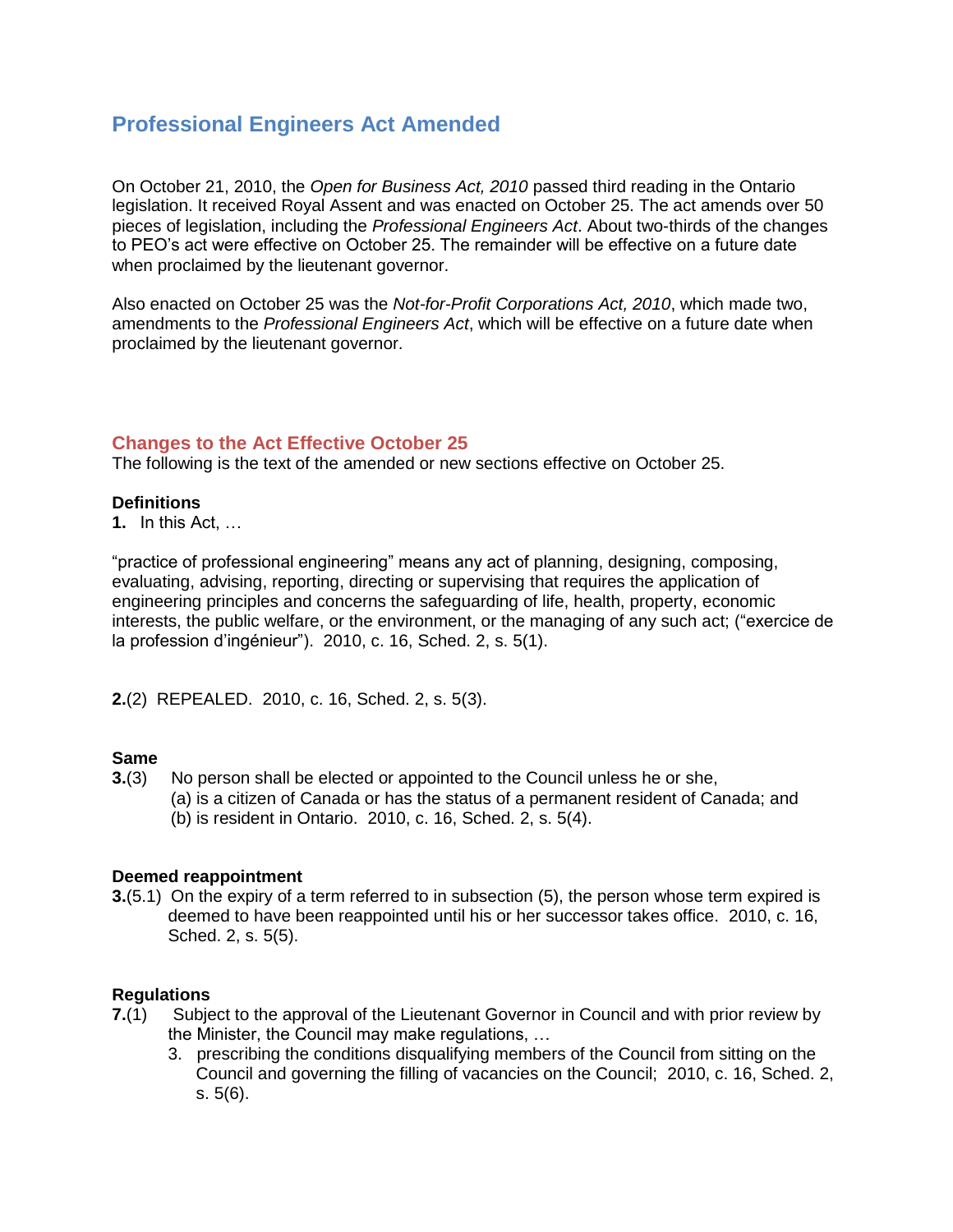# Professional Engineers Act Amended

On October 21, 2010, the *Open for Business Act, 2010* passed third reading in the Ontario legislation. It received Royal Assent and was enacted on October 25. The act amends over 50 pieces of legislation, including the *Professional Engineers Act*. About two-thirds of the changes to PEO's act were effective on October 25. The remainder will be effective on a future date when proclaimed by the lieutenant governor.

Also enacted on October 25 was the *Not-for-Profit Corporations Act, 2010*, which made two, amendments to the *Professional Engineers Act*, which will be effective on a future date when proclaimed by the lieutenant governor.

## Changes to the Act Effective October 25

The following is the text of the amended or new sections effective on October 25.

**Definitions**

**1.** In this Act, …

"practice of professional engineering" means any act of planning, designing, composing, evaluating, advising, reporting, directing or supervising that requires the application of engineering principles and concerns the safeguarding of life, health, property, economic interests, the public welfare, or the environment, or the managing of any such act; ("exercice de la profession d'ingénieur"). 2010, c. 16, Sched. 2, s. 5(1).

**2.**(2) REPEALED. 2010, c. 16, Sched. 2, s. 5(3).

**Same**

**3.**(3) No person shall be elected or appointed to the Council unless he or she,
(a) is a citizen of Canada or has the status of a permanent resident of Canada; and
(b) is resident in Ontario. 2010, c. 16, Sched. 2, s. 5(4).

**Deemed reappointment**

**3.**(5.1) On the expiry of a term referred to in subsection (5), the person whose term expired is deemed to have been reappointed until his or her successor takes office. 2010, c. 16, Sched. 2, s. 5(5).

**Regulations**

**7.**(1) Subject to the approval of the Lieutenant Governor in Council and with prior review by the Minister, the Council may make regulations, …

3. prescribing the conditions disqualifying members of the Council from sitting on the Council and governing the filling of vacancies on the Council; 2010, c. 16, Sched. 2, s. 5(6).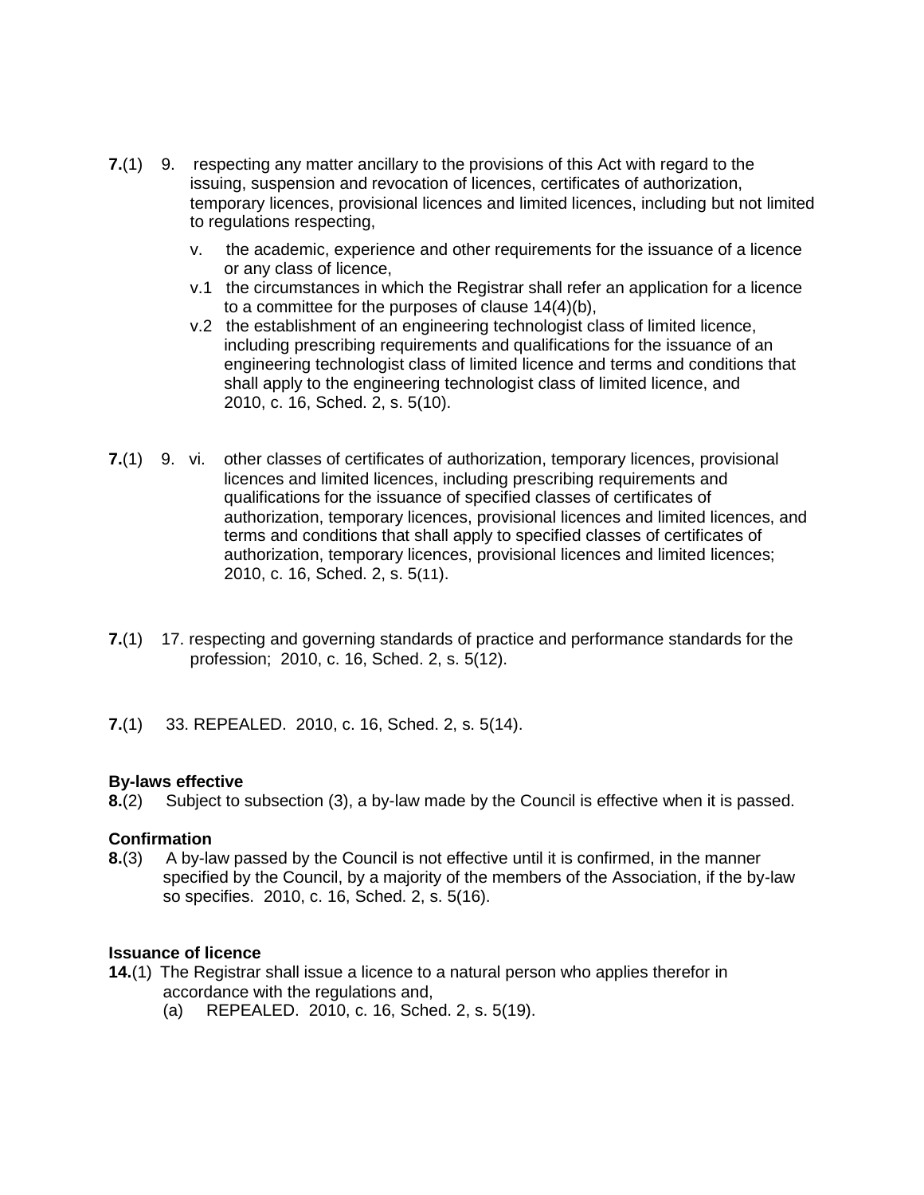**7.**(1) 9. respecting any matter ancillary to the provisions of this Act with regard to the issuing, suspension and revocation of licences, certificates of authorization, temporary licences, provisional licences and limited licences, including but not limited to regulations respecting,

v. the academic, experience and other requirements for the issuance of a licence or any class of licence,

v.1 the circumstances in which the Registrar shall refer an application for a licence to a committee for the purposes of clause 14(4)(b),

v.2 the establishment of an engineering technologist class of limited licence, including prescribing requirements and qualifications for the issuance of an engineering technologist class of limited licence and terms and conditions that shall apply to the engineering technologist class of limited licence, and 2010, c. 16, Sched. 2, s. 5(10).

**7.**(1) 9. vi. other classes of certificates of authorization, temporary licences, provisional licences and limited licences, including prescribing requirements and qualifications for the issuance of specified classes of certificates of authorization, temporary licences, provisional licences and limited licences, and terms and conditions that shall apply to specified classes of certificates of authorization, temporary licences, provisional licences and limited licences; 2010, c. 16, Sched. 2, s. 5(11).

**7.**(1) 17. respecting and governing standards of practice and performance standards for the profession; 2010, c. 16, Sched. 2, s. 5(12).

**7.**(1) 33. REPEALED. 2010, c. 16, Sched. 2, s. 5(14).

**By-laws effective**

**8.**(2) Subject to subsection (3), a by-law made by the Council is effective when it is passed.

**Confirmation**

**8.**(3) A by-law passed by the Council is not effective until it is confirmed, in the manner specified by the Council, by a majority of the members of the Association, if the by-law so specifies. 2010, c. 16, Sched. 2, s. 5(16).

**Issuance of licence**

**14.**(1) The Registrar shall issue a licence to a natural person who applies therefor in accordance with the regulations and,

(a) REPEALED. 2010, c. 16, Sched. 2, s. 5(19).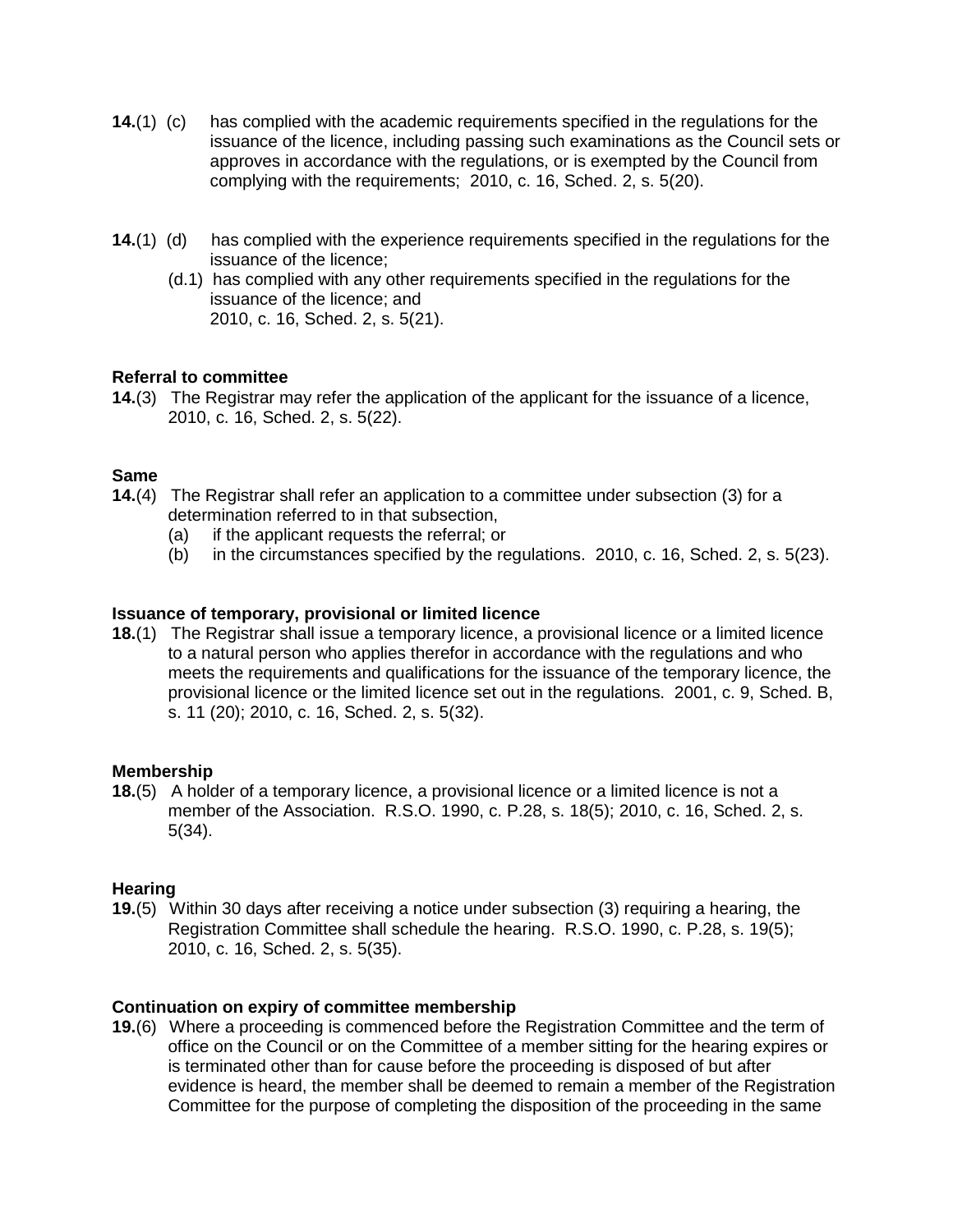**14.**(1) (c) has complied with the academic requirements specified in the regulations for the issuance of the licence, including passing such examinations as the Council sets or approves in accordance with the regulations, or is exempted by the Council from complying with the requirements; 2010, c. 16, Sched. 2, s. 5(20).

**14.**(1) (d) has complied with the experience requirements specified in the regulations for the issuance of the licence;

(d.1) has complied with any other requirements specified in the regulations for the issuance of the licence; and
2010, c. 16, Sched. 2, s. 5(21).

**Referral to committee**

**14.**(3) The Registrar may refer the application of the applicant for the issuance of a licence, 2010, c. 16, Sched. 2, s. 5(22).

**Same**

**14.**(4) The Registrar shall refer an application to a committee under subsection (3) for a determination referred to in that subsection,

(a) if the applicant requests the referral; or
(b) in the circumstances specified by the regulations. 2010, c. 16, Sched. 2, s. 5(23).

**Issuance of temporary, provisional or limited licence**

**18.**(1) The Registrar shall issue a temporary licence, a provisional licence or a limited licence to a natural person who applies therefor in accordance with the regulations and who meets the requirements and qualifications for the issuance of the temporary licence, the provisional licence or the limited licence set out in the regulations. 2001, c. 9, Sched. B, s. 11 (20); 2010, c. 16, Sched. 2, s. 5(32).

**Membership**

**18.**(5) A holder of a temporary licence, a provisional licence or a limited licence is not a member of the Association. R.S.O. 1990, c. P.28, s. 18(5); 2010, c. 16, Sched. 2, s. 5(34).

**Hearing**

**19.**(5) Within 30 days after receiving a notice under subsection (3) requiring a hearing, the Registration Committee shall schedule the hearing. R.S.O. 1990, c. P.28, s. 19(5); 2010, c. 16, Sched. 2, s. 5(35).

**Continuation on expiry of committee membership**

**19.**(6) Where a proceeding is commenced before the Registration Committee and the term of office on the Council or on the Committee of a member sitting for the hearing expires or is terminated other than for cause before the proceeding is disposed of but after evidence is heard, the member shall be deemed to remain a member of the Registration Committee for the purpose of completing the disposition of the proceeding in the same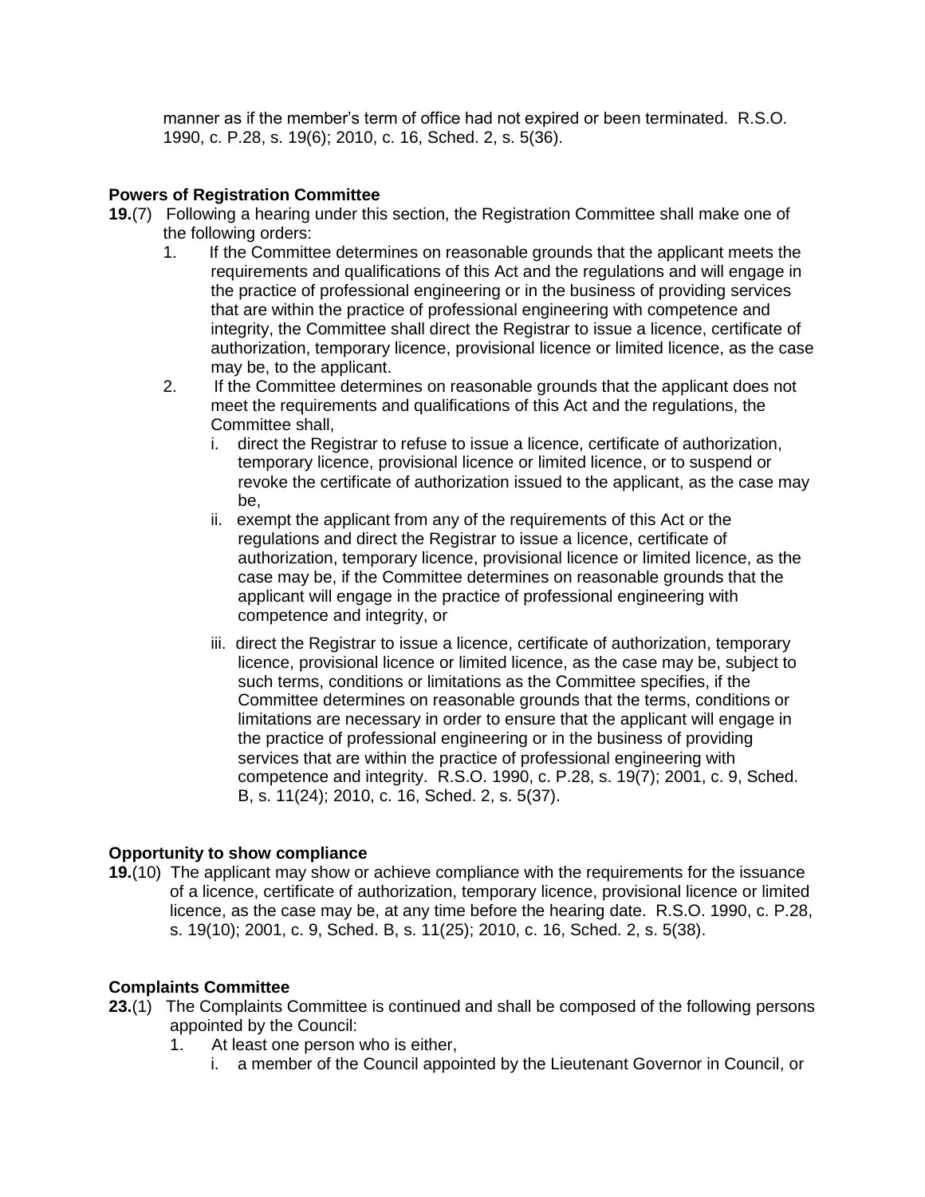manner as if the member's term of office had not expired or been terminated. R.S.O. 1990, c. P.28, s. 19(6); 2010, c. 16, Sched. 2, s. 5(36).

**Powers of Registration Committee**

**19.**(7) Following a hearing under this section, the Registration Committee shall make one of the following orders:

1. If the Committee determines on reasonable grounds that the applicant meets the requirements and qualifications of this Act and the regulations and will engage in the practice of professional engineering or in the business of providing services that are within the practice of professional engineering with competence and integrity, the Committee shall direct the Registrar to issue a licence, certificate of authorization, temporary licence, provisional licence or limited licence, as the case may be, to the applicant.
2. If the Committee determines on reasonable grounds that the applicant does not meet the requirements and qualifications of this Act and the regulations, the Committee shall,
   - i. direct the Registrar to refuse to issue a licence, certificate of authorization, temporary licence, provisional licence or limited licence, or to suspend or revoke the certificate of authorization issued to the applicant, as the case may be,
   - ii. exempt the applicant from any of the requirements of this Act or the regulations and direct the Registrar to issue a licence, certificate of authorization, temporary licence, provisional licence or limited licence, as the case may be, if the Committee determines on reasonable grounds that the applicant will engage in the practice of professional engineering with competence and integrity, or
   - iii. direct the Registrar to issue a licence, certificate of authorization, temporary licence, provisional licence or limited licence, as the case may be, subject to such terms, conditions or limitations as the Committee specifies, if the Committee determines on reasonable grounds that the terms, conditions or limitations are necessary in order to ensure that the applicant will engage in the practice of professional engineering or in the business of providing services that are within the practice of professional engineering with competence and integrity. R.S.O. 1990, c. P.28, s. 19(7); 2001, c. 9, Sched. B, s. 11(24); 2010, c. 16, Sched. 2, s. 5(37).

**Opportunity to show compliance**

**19.**(10) The applicant may show or achieve compliance with the requirements for the issuance of a licence, certificate of authorization, temporary licence, provisional licence or limited licence, as the case may be, at any time before the hearing date. R.S.O. 1990, c. P.28, s. 19(10); 2001, c. 9, Sched. B, s. 11(25); 2010, c. 16, Sched. 2, s. 5(38).

**Complaints Committee**

**23.**(1) The Complaints Committee is continued and shall be composed of the following persons appointed by the Council:

1. At least one person who is either,
   - i. a member of the Council appointed by the Lieutenant Governor in Council, or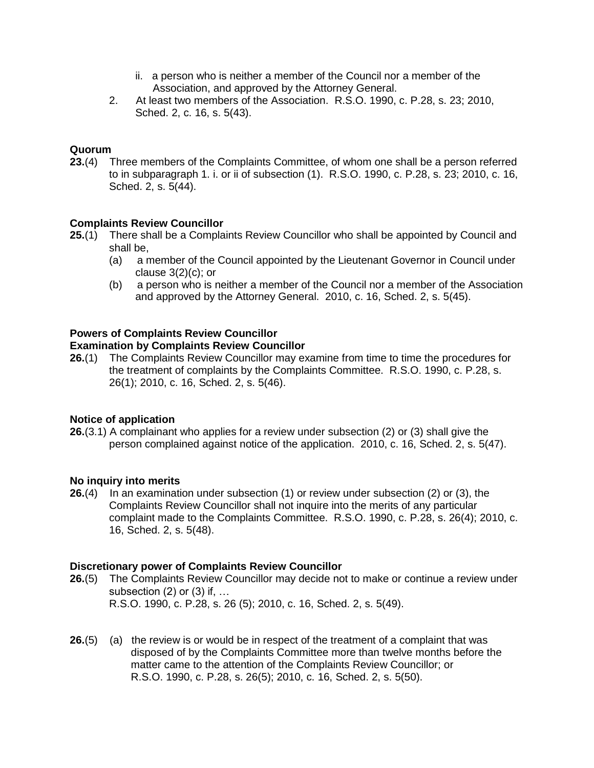ii. a person who is neither a member of the Council nor a member of the Association, and approved by the Attorney General.

2. At least two members of the Association. R.S.O. 1990, c. P.28, s. 23; 2010, Sched. 2, c. 16, s. 5(43).

**Quorum**

**23.**(4) Three members of the Complaints Committee, of whom one shall be a person referred to in subparagraph 1. i. or ii of subsection (1). R.S.O. 1990, c. P.28, s. 23; 2010, c. 16, Sched. 2, s. 5(44).

**Complaints Review Councillor**

**25.**(1) There shall be a Complaints Review Councillor who shall be appointed by Council and shall be,

(a) a member of the Council appointed by the Lieutenant Governor in Council under clause 3(2)(c); or

(b) a person who is neither a member of the Council nor a member of the Association and approved by the Attorney General. 2010, c. 16, Sched. 2, s. 5(45).

**Powers of Complaints Review Councillor**
**Examination by Complaints Review Councillor**

**26.**(1) The Complaints Review Councillor may examine from time to time the procedures for the treatment of complaints by the Complaints Committee. R.S.O. 1990, c. P.28, s. 26(1); 2010, c. 16, Sched. 2, s. 5(46).

**Notice of application**

**26.**(3.1) A complainant who applies for a review under subsection (2) or (3) shall give the person complained against notice of the application. 2010, c. 16, Sched. 2, s. 5(47).

**No inquiry into merits**

**26.**(4) In an examination under subsection (1) or review under subsection (2) or (3), the Complaints Review Councillor shall not inquire into the merits of any particular complaint made to the Complaints Committee. R.S.O. 1990, c. P.28, s. 26(4); 2010, c. 16, Sched. 2, s. 5(48).

**Discretionary power of Complaints Review Councillor**

**26.**(5) The Complaints Review Councillor may decide not to make or continue a review under subsection (2) or (3) if, …
R.S.O. 1990, c. P.28, s. 26 (5); 2010, c. 16, Sched. 2, s. 5(49).

**26.**(5) (a) the review is or would be in respect of the treatment of a complaint that was disposed of by the Complaints Committee more than twelve months before the matter came to the attention of the Complaints Review Councillor; or
R.S.O. 1990, c. P.28, s. 26(5); 2010, c. 16, Sched. 2, s. 5(50).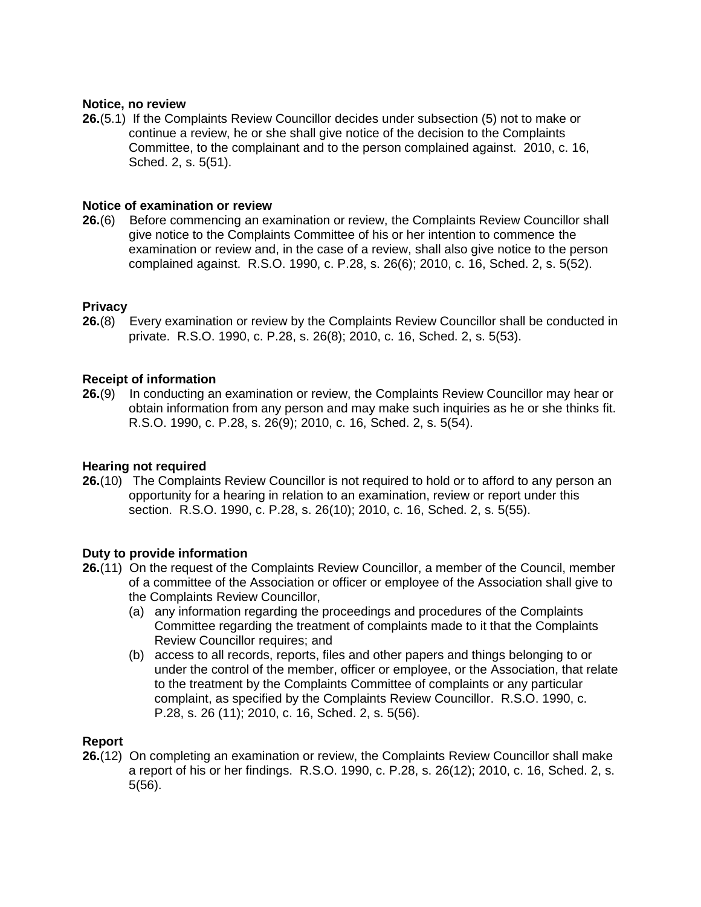**Notice, no review**

**26.**(5.1) If the Complaints Review Councillor decides under subsection (5) not to make or continue a review, he or she shall give notice of the decision to the Complaints Committee, to the complainant and to the person complained against. 2010, c. 16, Sched. 2, s. 5(51).

**Notice of examination or review**

**26.**(6) Before commencing an examination or review, the Complaints Review Councillor shall give notice to the Complaints Committee of his or her intention to commence the examination or review and, in the case of a review, shall also give notice to the person complained against. R.S.O. 1990, c. P.28, s. 26(6); 2010, c. 16, Sched. 2, s. 5(52).

**Privacy**

**26.**(8) Every examination or review by the Complaints Review Councillor shall be conducted in private. R.S.O. 1990, c. P.28, s. 26(8); 2010, c. 16, Sched. 2, s. 5(53).

**Receipt of information**

**26.**(9) In conducting an examination or review, the Complaints Review Councillor may hear or obtain information from any person and may make such inquiries as he or she thinks fit. R.S.O. 1990, c. P.28, s. 26(9); 2010, c. 16, Sched. 2, s. 5(54).

**Hearing not required**

**26.**(10) The Complaints Review Councillor is not required to hold or to afford to any person an opportunity for a hearing in relation to an examination, review or report under this section. R.S.O. 1990, c. P.28, s. 26(10); 2010, c. 16, Sched. 2, s. 5(55).

**Duty to provide information**

**26.**(11) On the request of the Complaints Review Councillor, a member of the Council, member of a committee of the Association or officer or employee of the Association shall give to the Complaints Review Councillor,

(a) any information regarding the proceedings and procedures of the Complaints Committee regarding the treatment of complaints made to it that the Complaints Review Councillor requires; and

(b) access to all records, reports, files and other papers and things belonging to or under the control of the member, officer or employee, or the Association, that relate to the treatment by the Complaints Committee of complaints or any particular complaint, as specified by the Complaints Review Councillor. R.S.O. 1990, c. P.28, s. 26 (11); 2010, c. 16, Sched. 2, s. 5(56).

**Report**

**26.**(12) On completing an examination or review, the Complaints Review Councillor shall make a report of his or her findings. R.S.O. 1990, c. P.28, s. 26(12); 2010, c. 16, Sched. 2, s. 5(56).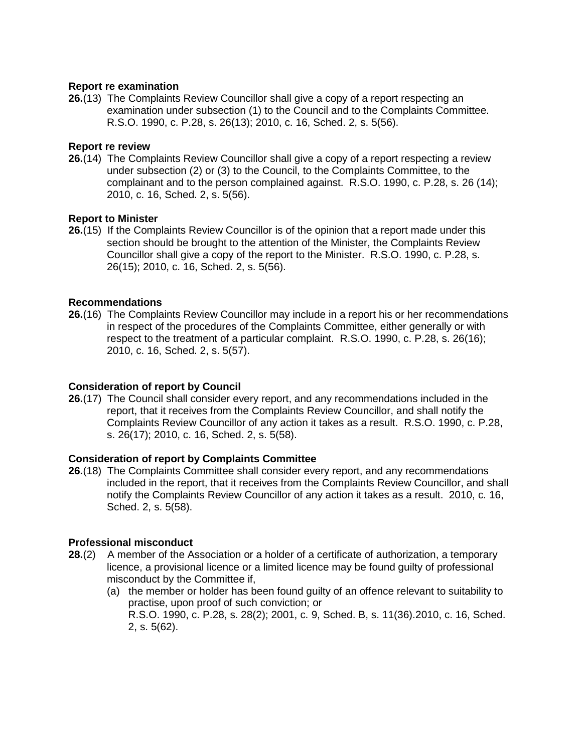**Report re examination**

**26.**(13) The Complaints Review Councillor shall give a copy of a report respecting an examination under subsection (1) to the Council and to the Complaints Committee. R.S.O. 1990, c. P.28, s. 26(13); 2010, c. 16, Sched. 2, s. 5(56).

**Report re review**

**26.**(14) The Complaints Review Councillor shall give a copy of a report respecting a review under subsection (2) or (3) to the Council, to the Complaints Committee, to the complainant and to the person complained against. R.S.O. 1990, c. P.28, s. 26 (14); 2010, c. 16, Sched. 2, s. 5(56).

**Report to Minister**

**26.**(15) If the Complaints Review Councillor is of the opinion that a report made under this section should be brought to the attention of the Minister, the Complaints Review Councillor shall give a copy of the report to the Minister. R.S.O. 1990, c. P.28, s. 26(15); 2010, c. 16, Sched. 2, s. 5(56).

**Recommendations**

**26.**(16) The Complaints Review Councillor may include in a report his or her recommendations in respect of the procedures of the Complaints Committee, either generally or with respect to the treatment of a particular complaint. R.S.O. 1990, c. P.28, s. 26(16); 2010, c. 16, Sched. 2, s. 5(57).

**Consideration of report by Council**

**26.**(17) The Council shall consider every report, and any recommendations included in the report, that it receives from the Complaints Review Councillor, and shall notify the Complaints Review Councillor of any action it takes as a result. R.S.O. 1990, c. P.28, s. 26(17); 2010, c. 16, Sched. 2, s. 5(58).

**Consideration of report by Complaints Committee**

**26.**(18) The Complaints Committee shall consider every report, and any recommendations included in the report, that it receives from the Complaints Review Councillor, and shall notify the Complaints Review Councillor of any action it takes as a result. 2010, c. 16, Sched. 2, s. 5(58).

**Professional misconduct**

**28.**(2) A member of the Association or a holder of a certificate of authorization, a temporary licence, a provisional licence or a limited licence may be found guilty of professional misconduct by the Committee if,

(a) the member or holder has been found guilty of an offence relevant to suitability to practise, upon proof of such conviction; or
R.S.O. 1990, c. P.28, s. 28(2); 2001, c. 9, Sched. B, s. 11(36).2010, c. 16, Sched. 2, s. 5(62).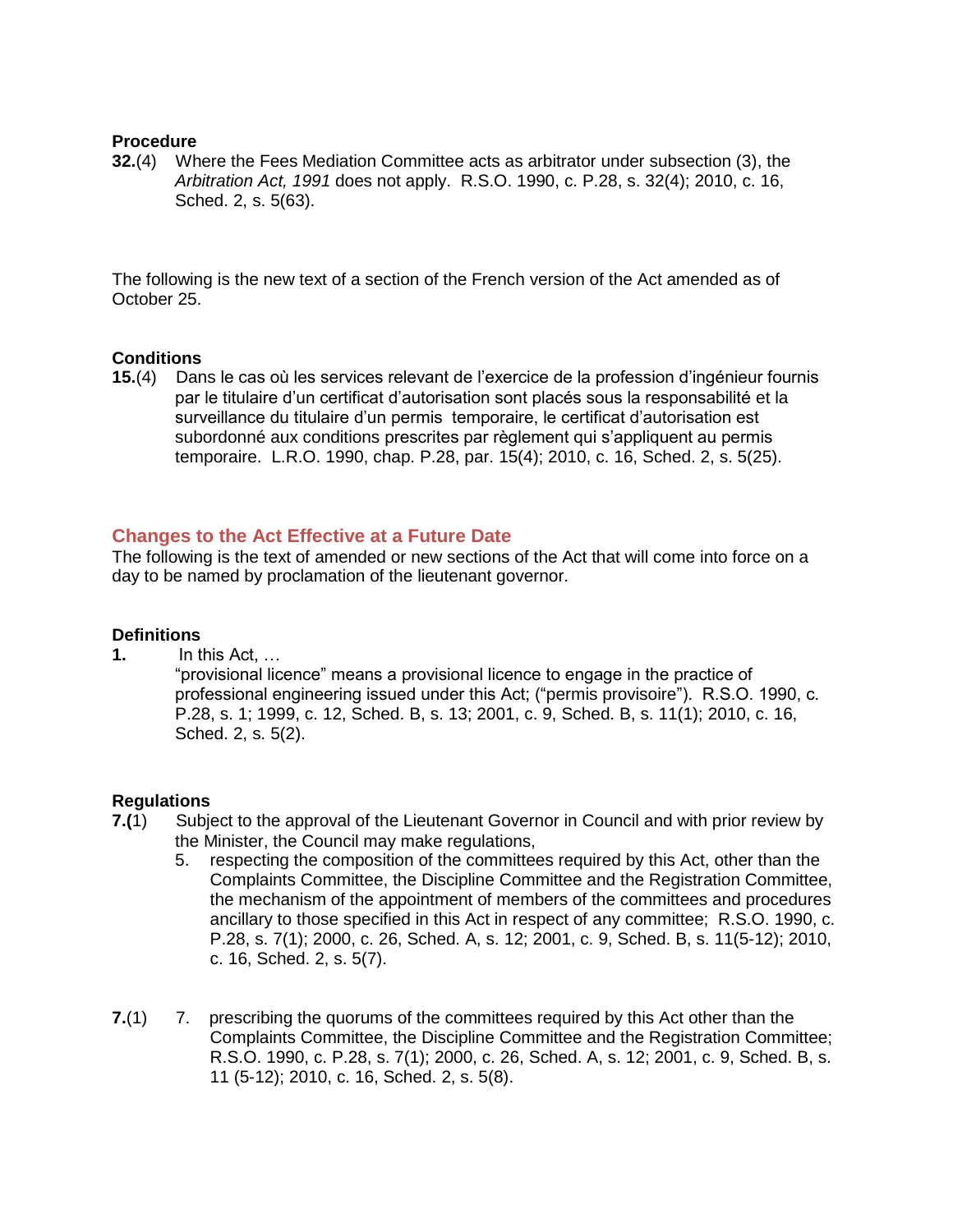**Procedure**

**32.**(4) Where the Fees Mediation Committee acts as arbitrator under subsection (3), the *Arbitration Act, 1991* does not apply. R.S.O. 1990, c. P.28, s. 32(4); 2010, c. 16, Sched. 2, s. 5(63).

The following is the new text of a section of the French version of the Act amended as of October 25.

**Conditions**

**15.**(4) Dans le cas où les services relevant de l'exercice de la profession d'ingénieur fournis par le titulaire d'un certificat d'autorisation sont placés sous la responsabilité et la surveillance du titulaire d'un permis temporaire, le certificat d'autorisation est subordonné aux conditions prescrites par règlement qui s'appliquent au permis temporaire. L.R.O. 1990, chap. P.28, par. 15(4); 2010, c. 16, Sched. 2, s. 5(25).

## Changes to the Act Effective at a Future Date

The following is the text of amended or new sections of the Act that will come into force on a day to be named by proclamation of the lieutenant governor.

**Definitions**

**1.** In this Act, …

"provisional licence" means a provisional licence to engage in the practice of professional engineering issued under this Act; ("permis provisoire"). R.S.O. 1990, c. P.28, s. 1; 1999, c. 12, Sched. B, s. 13; 2001, c. 9, Sched. B, s. 11(1); 2010, c. 16, Sched. 2, s. 5(2).

**Regulations**

**7.(**1) Subject to the approval of the Lieutenant Governor in Council and with prior review by the Minister, the Council may make regulations,

5. respecting the composition of the committees required by this Act, other than the Complaints Committee, the Discipline Committee and the Registration Committee, the mechanism of the appointment of members of the committees and procedures ancillary to those specified in this Act in respect of any committee; R.S.O. 1990, c. P.28, s. 7(1); 2000, c. 26, Sched. A, s. 12; 2001, c. 9, Sched. B, s. 11(5-12); 2010, c. 16, Sched. 2, s. 5(7).

**7.**(1) 7. prescribing the quorums of the committees required by this Act other than the Complaints Committee, the Discipline Committee and the Registration Committee; R.S.O. 1990, c. P.28, s. 7(1); 2000, c. 26, Sched. A, s. 12; 2001, c. 9, Sched. B, s. 11 (5-12); 2010, c. 16, Sched. 2, s. 5(8).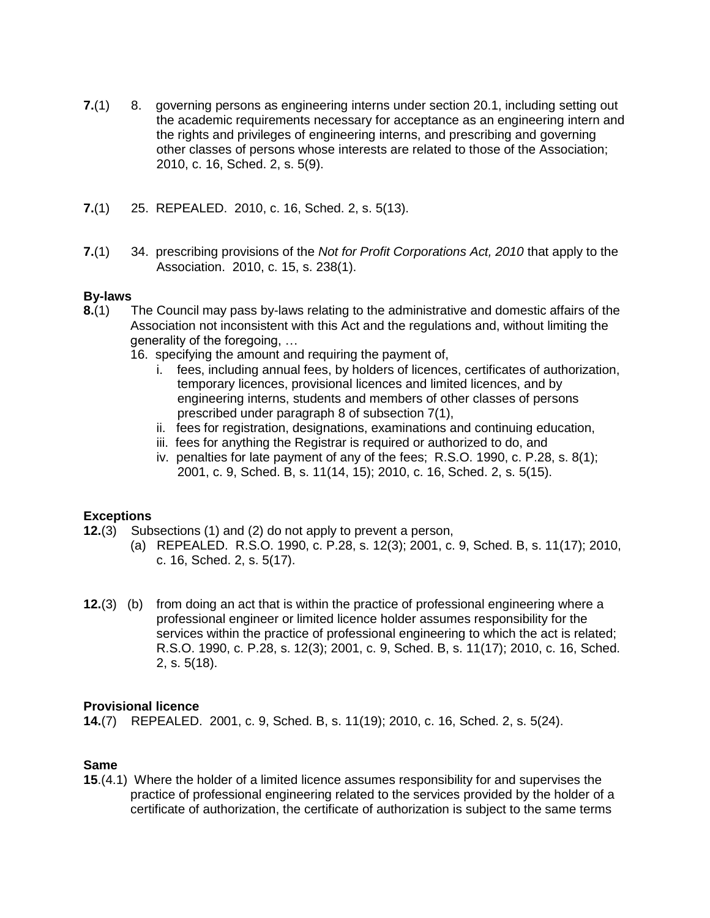**7.**(1) 8. governing persons as engineering interns under section 20.1, including setting out the academic requirements necessary for acceptance as an engineering intern and the rights and privileges of engineering interns, and prescribing and governing other classes of persons whose interests are related to those of the Association; 2010, c. 16, Sched. 2, s. 5(9).

**7.**(1) 25. REPEALED. 2010, c. 16, Sched. 2, s. 5(13).

**7.**(1) 34. prescribing provisions of the *Not for Profit Corporations Act, 2010* that apply to the Association. 2010, c. 15, s. 238(1).

**By-laws**

**8.**(1) The Council may pass by-laws relating to the administrative and domestic affairs of the Association not inconsistent with this Act and the regulations and, without limiting the generality of the foregoing, …

16. specifying the amount and requiring the payment of,
   - i. fees, including annual fees, by holders of licences, certificates of authorization, temporary licences, provisional licences and limited licences, and by engineering interns, students and members of other classes of persons prescribed under paragraph 8 of subsection 7(1),
   - ii. fees for registration, designations, examinations and continuing education,
   - iii. fees for anything the Registrar is required or authorized to do, and
   - iv. penalties for late payment of any of the fees; R.S.O. 1990, c. P.28, s. 8(1); 2001, c. 9, Sched. B, s. 11(14, 15); 2010, c. 16, Sched. 2, s. 5(15).

**Exceptions**

**12.**(3) Subsections (1) and (2) do not apply to prevent a person,

(a) REPEALED. R.S.O. 1990, c. P.28, s. 12(3); 2001, c. 9, Sched. B, s. 11(17); 2010, c. 16, Sched. 2, s. 5(17).

**12.**(3) (b) from doing an act that is within the practice of professional engineering where a professional engineer or limited licence holder assumes responsibility for the services within the practice of professional engineering to which the act is related; R.S.O. 1990, c. P.28, s. 12(3); 2001, c. 9, Sched. B, s. 11(17); 2010, c. 16, Sched. 2, s. 5(18).

**Provisional licence**

**14.**(7) REPEALED. 2001, c. 9, Sched. B, s. 11(19); 2010, c. 16, Sched. 2, s. 5(24).

**Same**

**15**.(4.1) Where the holder of a limited licence assumes responsibility for and supervises the practice of professional engineering related to the services provided by the holder of a certificate of authorization, the certificate of authorization is subject to the same terms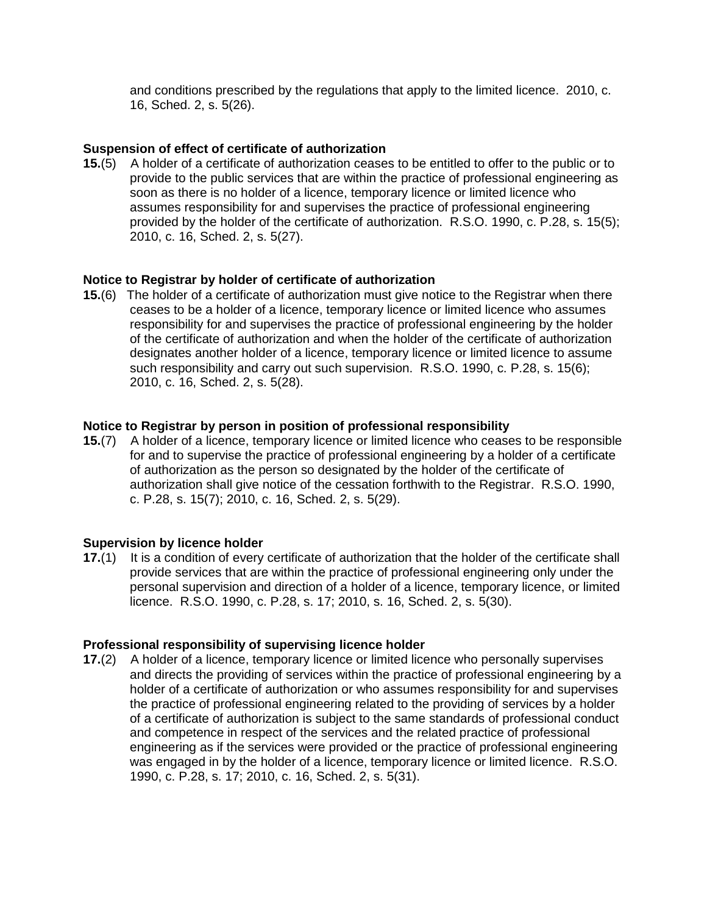and conditions prescribed by the regulations that apply to the limited licence. 2010, c. 16, Sched. 2, s. 5(26).

**Suspension of effect of certificate of authorization**

**15.**(5) A holder of a certificate of authorization ceases to be entitled to offer to the public or to provide to the public services that are within the practice of professional engineering as soon as there is no holder of a licence, temporary licence or limited licence who assumes responsibility for and supervises the practice of professional engineering provided by the holder of the certificate of authorization. R.S.O. 1990, c. P.28, s. 15(5); 2010, c. 16, Sched. 2, s. 5(27).

**Notice to Registrar by holder of certificate of authorization**

**15.**(6) The holder of a certificate of authorization must give notice to the Registrar when there ceases to be a holder of a licence, temporary licence or limited licence who assumes responsibility for and supervises the practice of professional engineering by the holder of the certificate of authorization and when the holder of the certificate of authorization designates another holder of a licence, temporary licence or limited licence to assume such responsibility and carry out such supervision. R.S.O. 1990, c. P.28, s. 15(6); 2010, c. 16, Sched. 2, s. 5(28).

**Notice to Registrar by person in position of professional responsibility**

**15.**(7) A holder of a licence, temporary licence or limited licence who ceases to be responsible for and to supervise the practice of professional engineering by a holder of a certificate of authorization as the person so designated by the holder of the certificate of authorization shall give notice of the cessation forthwith to the Registrar. R.S.O. 1990, c. P.28, s. 15(7); 2010, c. 16, Sched. 2, s. 5(29).

**Supervision by licence holder**

**17.**(1) It is a condition of every certificate of authorization that the holder of the certificate shall provide services that are within the practice of professional engineering only under the personal supervision and direction of a holder of a licence, temporary licence, or limited licence. R.S.O. 1990, c. P.28, s. 17; 2010, s. 16, Sched. 2, s. 5(30).

**Professional responsibility of supervising licence holder**

**17.**(2) A holder of a licence, temporary licence or limited licence who personally supervises and directs the providing of services within the practice of professional engineering by a holder of a certificate of authorization or who assumes responsibility for and supervises the practice of professional engineering related to the providing of services by a holder of a certificate of authorization is subject to the same standards of professional conduct and competence in respect of the services and the related practice of professional engineering as if the services were provided or the practice of professional engineering was engaged in by the holder of a licence, temporary licence or limited licence. R.S.O. 1990, c. P.28, s. 17; 2010, c. 16, Sched. 2, s. 5(31).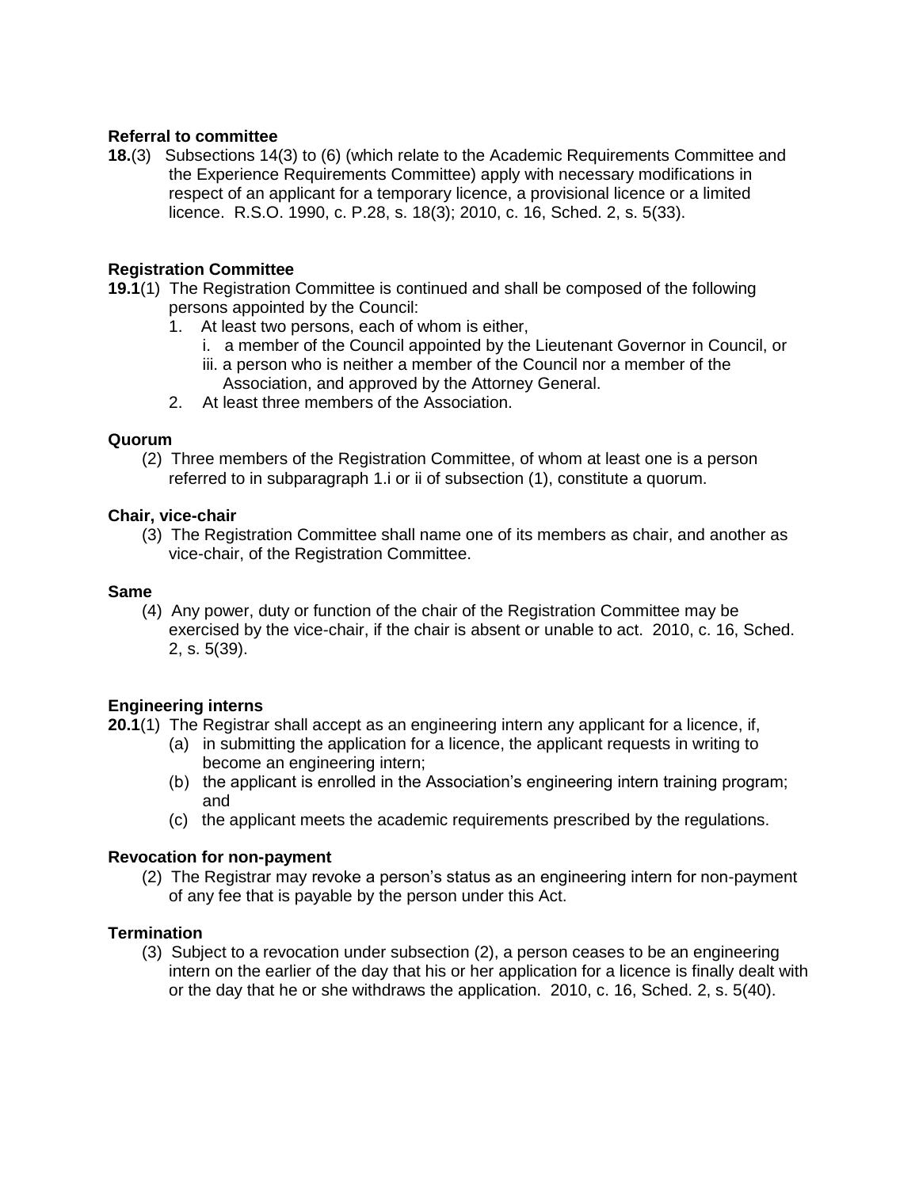**Referral to committee**

**18.**(3) Subsections 14(3) to (6) (which relate to the Academic Requirements Committee and the Experience Requirements Committee) apply with necessary modifications in respect of an applicant for a temporary licence, a provisional licence or a limited licence. R.S.O. 1990, c. P.28, s. 18(3); 2010, c. 16, Sched. 2, s. 5(33).

**Registration Committee**

**19.1**(1) The Registration Committee is continued and shall be composed of the following persons appointed by the Council:

1. At least two persons, each of whom is either,
   i. a member of the Council appointed by the Lieutenant Governor in Council, or
   iii. a person who is neither a member of the Council nor a member of the Association, and approved by the Attorney General.
2. At least three members of the Association.

**Quorum**

(2) Three members of the Registration Committee, of whom at least one is a person referred to in subparagraph 1.i or ii of subsection (1), constitute a quorum.

**Chair, vice-chair**

(3) The Registration Committee shall name one of its members as chair, and another as vice-chair, of the Registration Committee.

**Same**

(4) Any power, duty or function of the chair of the Registration Committee may be exercised by the vice-chair, if the chair is absent or unable to act. 2010, c. 16, Sched. 2, s. 5(39).

**Engineering interns**

**20.1**(1) The Registrar shall accept as an engineering intern any applicant for a licence, if,

(a) in submitting the application for a licence, the applicant requests in writing to become an engineering intern;

(b) the applicant is enrolled in the Association's engineering intern training program; and

(c) the applicant meets the academic requirements prescribed by the regulations.

**Revocation for non-payment**

(2) The Registrar may revoke a person's status as an engineering intern for non-payment of any fee that is payable by the person under this Act.

**Termination**

(3) Subject to a revocation under subsection (2), a person ceases to be an engineering intern on the earlier of the day that his or her application for a licence is finally dealt with or the day that he or she withdraws the application. 2010, c. 16, Sched. 2, s. 5(40).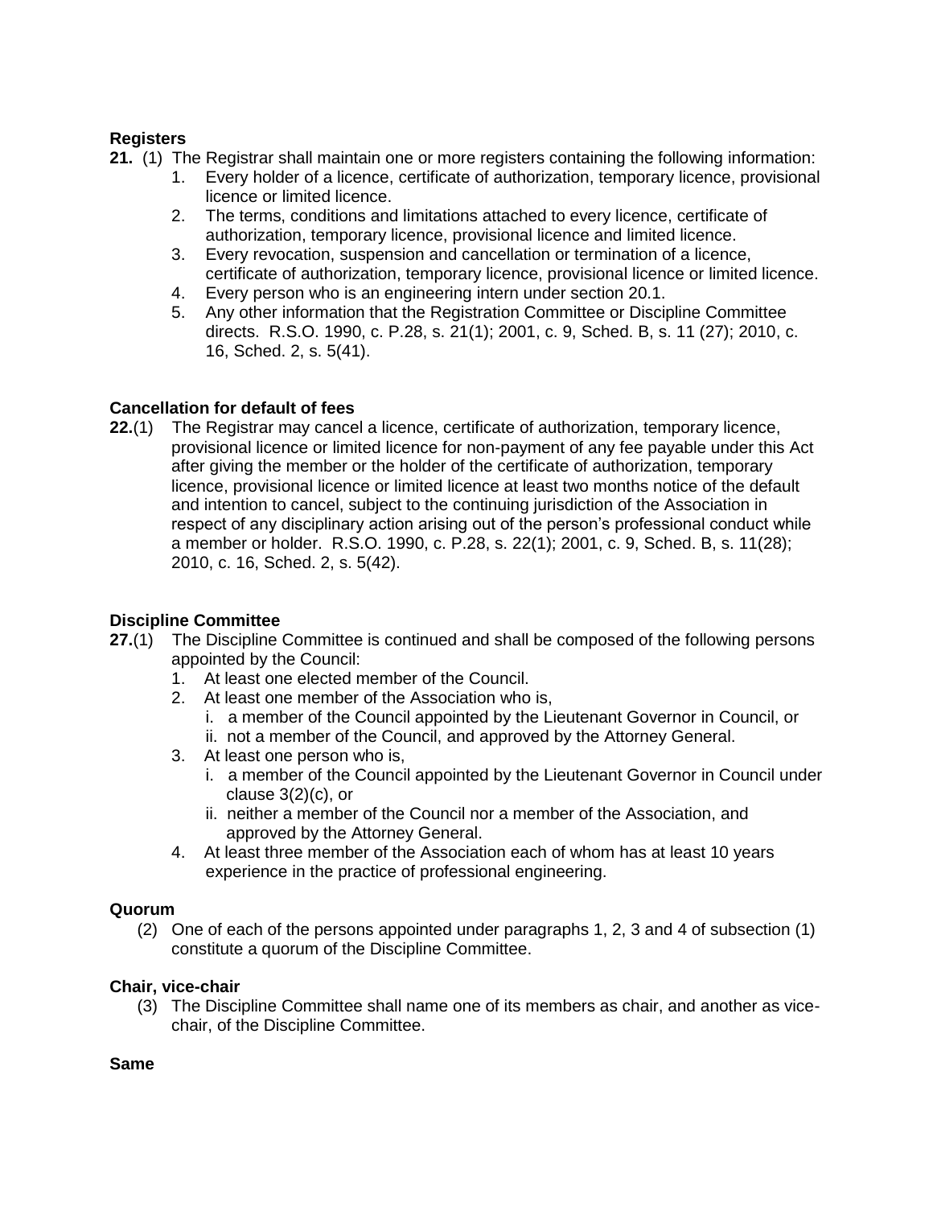**Registers**

**21.** (1) The Registrar shall maintain one or more registers containing the following information:

1. Every holder of a licence, certificate of authorization, temporary licence, provisional licence or limited licence.
2. The terms, conditions and limitations attached to every licence, certificate of authorization, temporary licence, provisional licence and limited licence.
3. Every revocation, suspension and cancellation or termination of a licence, certificate of authorization, temporary licence, provisional licence or limited licence.
4. Every person who is an engineering intern under section 20.1.
5. Any other information that the Registration Committee or Discipline Committee directs. R.S.O. 1990, c. P.28, s. 21(1); 2001, c. 9, Sched. B, s. 11 (27); 2010, c. 16, Sched. 2, s. 5(41).

**Cancellation for default of fees**

**22.**(1) The Registrar may cancel a licence, certificate of authorization, temporary licence, provisional licence or limited licence for non-payment of any fee payable under this Act after giving the member or the holder of the certificate of authorization, temporary licence, provisional licence or limited licence at least two months notice of the default and intention to cancel, subject to the continuing jurisdiction of the Association in respect of any disciplinary action arising out of the person's professional conduct while a member or holder. R.S.O. 1990, c. P.28, s. 22(1); 2001, c. 9, Sched. B, s. 11(28); 2010, c. 16, Sched. 2, s. 5(42).

**Discipline Committee**

**27.**(1) The Discipline Committee is continued and shall be composed of the following persons appointed by the Council:

1. At least one elected member of the Council.
2. At least one member of the Association who is,
   i. a member of the Council appointed by the Lieutenant Governor in Council, or
   ii. not a member of the Council, and approved by the Attorney General.
3. At least one person who is,
   i. a member of the Council appointed by the Lieutenant Governor in Council under clause 3(2)(c), or
   ii. neither a member of the Council nor a member of the Association, and approved by the Attorney General.
4. At least three member of the Association each of whom has at least 10 years experience in the practice of professional engineering.

**Quorum**

(2) One of each of the persons appointed under paragraphs 1, 2, 3 and 4 of subsection (1) constitute a quorum of the Discipline Committee.

**Chair, vice-chair**

(3) The Discipline Committee shall name one of its members as chair, and another as vice-chair, of the Discipline Committee.

**Same**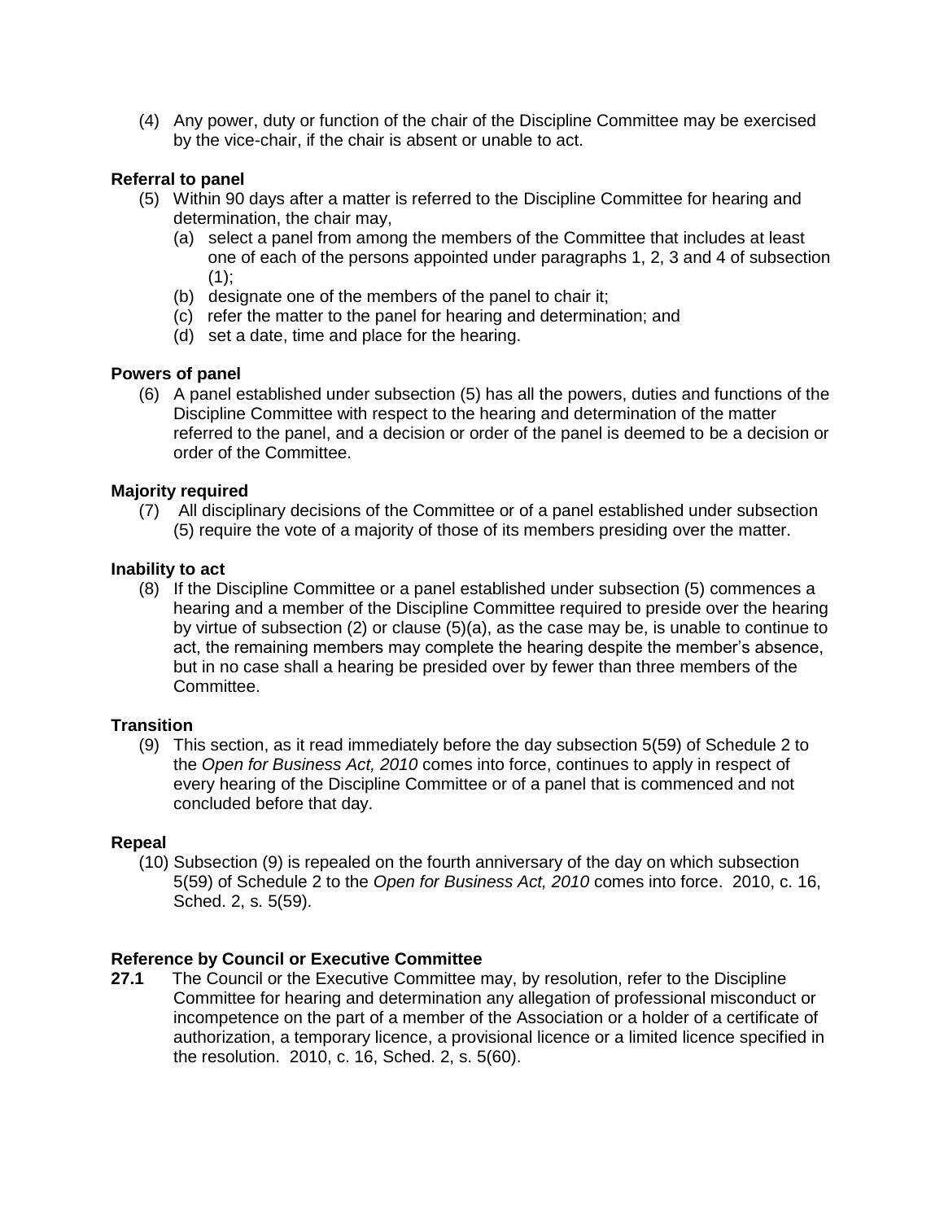(4) Any power, duty or function of the chair of the Discipline Committee may be exercised by the vice-chair, if the chair is absent or unable to act.

**Referral to panel**

(5) Within 90 days after a matter is referred to the Discipline Committee for hearing and determination, the chair may,

(a) select a panel from among the members of the Committee that includes at least one of each of the persons appointed under paragraphs 1, 2, 3 and 4 of subsection (1);

(b) designate one of the members of the panel to chair it;

(c) refer the matter to the panel for hearing and determination; and

(d) set a date, time and place for the hearing.

**Powers of panel**

(6) A panel established under subsection (5) has all the powers, duties and functions of the Discipline Committee with respect to the hearing and determination of the matter referred to the panel, and a decision or order of the panel is deemed to be a decision or order of the Committee.

**Majority required**

(7) All disciplinary decisions of the Committee or of a panel established under subsection (5) require the vote of a majority of those of its members presiding over the matter.

**Inability to act**

(8) If the Discipline Committee or a panel established under subsection (5) commences a hearing and a member of the Discipline Committee required to preside over the hearing by virtue of subsection (2) or clause (5)(a), as the case may be, is unable to continue to act, the remaining members may complete the hearing despite the member's absence, but in no case shall a hearing be presided over by fewer than three members of the Committee.

**Transition**

(9) This section, as it read immediately before the day subsection 5(59) of Schedule 2 to the *Open for Business Act, 2010* comes into force, continues to apply in respect of every hearing of the Discipline Committee or of a panel that is commenced and not concluded before that day.

**Repeal**

(10) Subsection (9) is repealed on the fourth anniversary of the day on which subsection 5(59) of Schedule 2 to the *Open for Business Act, 2010* comes into force. 2010, c. 16, Sched. 2, s. 5(59).

**Reference by Council or Executive Committee**

**27.1** The Council or the Executive Committee may, by resolution, refer to the Discipline Committee for hearing and determination any allegation of professional misconduct or incompetence on the part of a member of the Association or a holder of a certificate of authorization, a temporary licence, a provisional licence or a limited licence specified in the resolution. 2010, c. 16, Sched. 2, s. 5(60).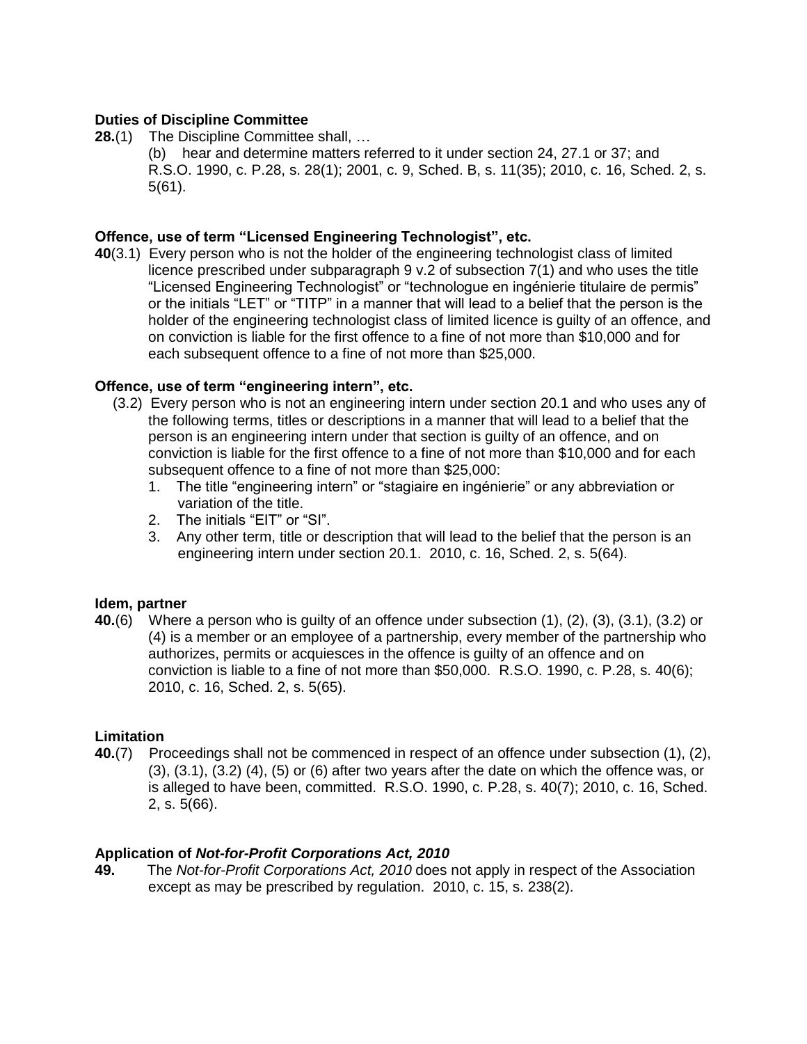**Duties of Discipline Committee**

**28.**(1) The Discipline Committee shall, …

(b) hear and determine matters referred to it under section 24, 27.1 or 37; and R.S.O. 1990, c. P.28, s. 28(1); 2001, c. 9, Sched. B, s. 11(35); 2010, c. 16, Sched. 2, s. 5(61).

**Offence, use of term "Licensed Engineering Technologist", etc.**

**40**(3.1) Every person who is not the holder of the engineering technologist class of limited licence prescribed under subparagraph 9 v.2 of subsection 7(1) and who uses the title "Licensed Engineering Technologist" or "technologue en ingénierie titulaire de permis" or the initials "LET" or "TITP" in a manner that will lead to a belief that the person is the holder of the engineering technologist class of limited licence is guilty of an offence, and on conviction is liable for the first offence to a fine of not more than $10,000 and for each subsequent offence to a fine of not more than $25,000.

**Offence, use of term "engineering intern", etc.**

(3.2) Every person who is not an engineering intern under section 20.1 and who uses any of the following terms, titles or descriptions in a manner that will lead to a belief that the person is an engineering intern under that section is guilty of an offence, and on conviction is liable for the first offence to a fine of not more than $10,000 and for each subsequent offence to a fine of not more than $25,000:

1. The title "engineering intern" or "stagiaire en ingénierie" or any abbreviation or variation of the title.
2. The initials "EIT" or "SI".
3. Any other term, title or description that will lead to the belief that the person is an engineering intern under section 20.1. 2010, c. 16, Sched. 2, s. 5(64).

**Idem, partner**

**40.**(6) Where a person who is guilty of an offence under subsection (1), (2), (3), (3.1), (3.2) or (4) is a member or an employee of a partnership, every member of the partnership who authorizes, permits or acquiesces in the offence is guilty of an offence and on conviction is liable to a fine of not more than $50,000. R.S.O. 1990, c. P.28, s. 40(6); 2010, c. 16, Sched. 2, s. 5(65).

**Limitation**

**40.**(7) Proceedings shall not be commenced in respect of an offence under subsection (1), (2), (3), (3.1), (3.2) (4), (5) or (6) after two years after the date on which the offence was, or is alleged to have been, committed. R.S.O. 1990, c. P.28, s. 40(7); 2010, c. 16, Sched. 2, s. 5(66).

**Application of *Not-for-Profit Corporations Act, 2010***

**49.** The *Not-for-Profit Corporations Act, 2010* does not apply in respect of the Association except as may be prescribed by regulation. 2010, c. 15, s. 238(2).